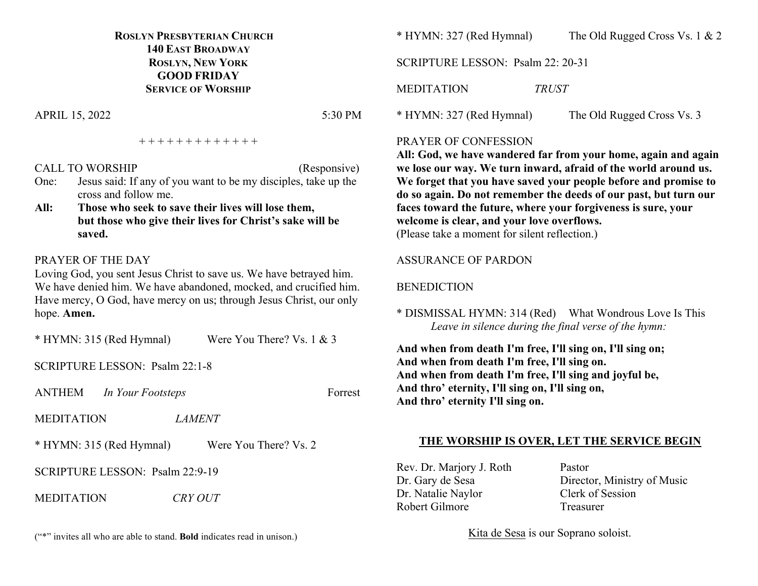# ROSLYN PRESBYTERIAN CHURCH
## 140 EAST BROADWAY
## ROSLYN, NEW YORK
## GOOD FRIDAY
## SERVICE OF WORSHIP

APRIL 15, 2022 5:30 PM

+ + + + + + + + + + + + +

CALL TO WORSHIP (Responsive)

One: Jesus said: If any of you want to be my disciples, take up the cross and follow me.

**All: Those who seek to save their lives will lose them, but those who give their lives for Christ's sake will be saved.**

PRAYER OF THE DAY

Loving God, you sent Jesus Christ to save us. We have betrayed him. We have denied him. We have abandoned, mocked, and crucified him. Have mercy, O God, have mercy on us; through Jesus Christ, our only hope. **Amen.**

\* HYMN: 315 (Red Hymnal) Were You There? Vs. 1 & 3

SCRIPTURE LESSON: Psalm 22:1-8

ANTHEM *In Your Footsteps* Forrest

MEDITATION *LAMENT*

\* HYMN: 315 (Red Hymnal) Were You There? Vs. 2

SCRIPTURE LESSON: Psalm 22:9-19

MEDITATION *CRY OUT*

("*" invites all who are able to stand. **Bold** indicates read in unison.)

\* HYMN: 327 (Red Hymnal) The Old Rugged Cross Vs. 1 & 2

SCRIPTURE LESSON: Psalm 22: 20-31

MEDITATION *TRUST*

\* HYMN: 327 (Red Hymnal) The Old Rugged Cross Vs. 3

PRAYER OF CONFESSION

**All: God, we have wandered far from your home, again and again we lose our way. We turn inward, afraid of the world around us. We forget that you have saved your people before and promise to do so again. Do not remember the deeds of our past, but turn our faces toward the future, where your forgiveness is sure, your welcome is clear, and your love overflows.**

(Please take a moment for silent reflection.)

ASSURANCE OF PARDON

BENEDICTION

\* DISMISSAL HYMN: 314 (Red) What Wondrous Love Is This

*Leave in silence during the final verse of the hymn:*

**And when from death I'm free, I'll sing on, I'll sing on;**
**And when from death I'm free, I'll sing on.**
**And when from death I'm free, I'll sing and joyful be,**
**And thro' eternity, I'll sing on, I'll sing on,**
**And thro' eternity I'll sing on.**

**<u>THE WORSHIP IS OVER, LET THE SERVICE BEGIN</u>**

Rev. Dr. Marjory J. Roth — Pastor
Dr. Gary de Sesa — Director, Ministry of Music
Dr. Natalie Naylor — Clerk of Session
Robert Gilmore — Treasurer

<u>Kita de Sesa</u> is our Soprano soloist.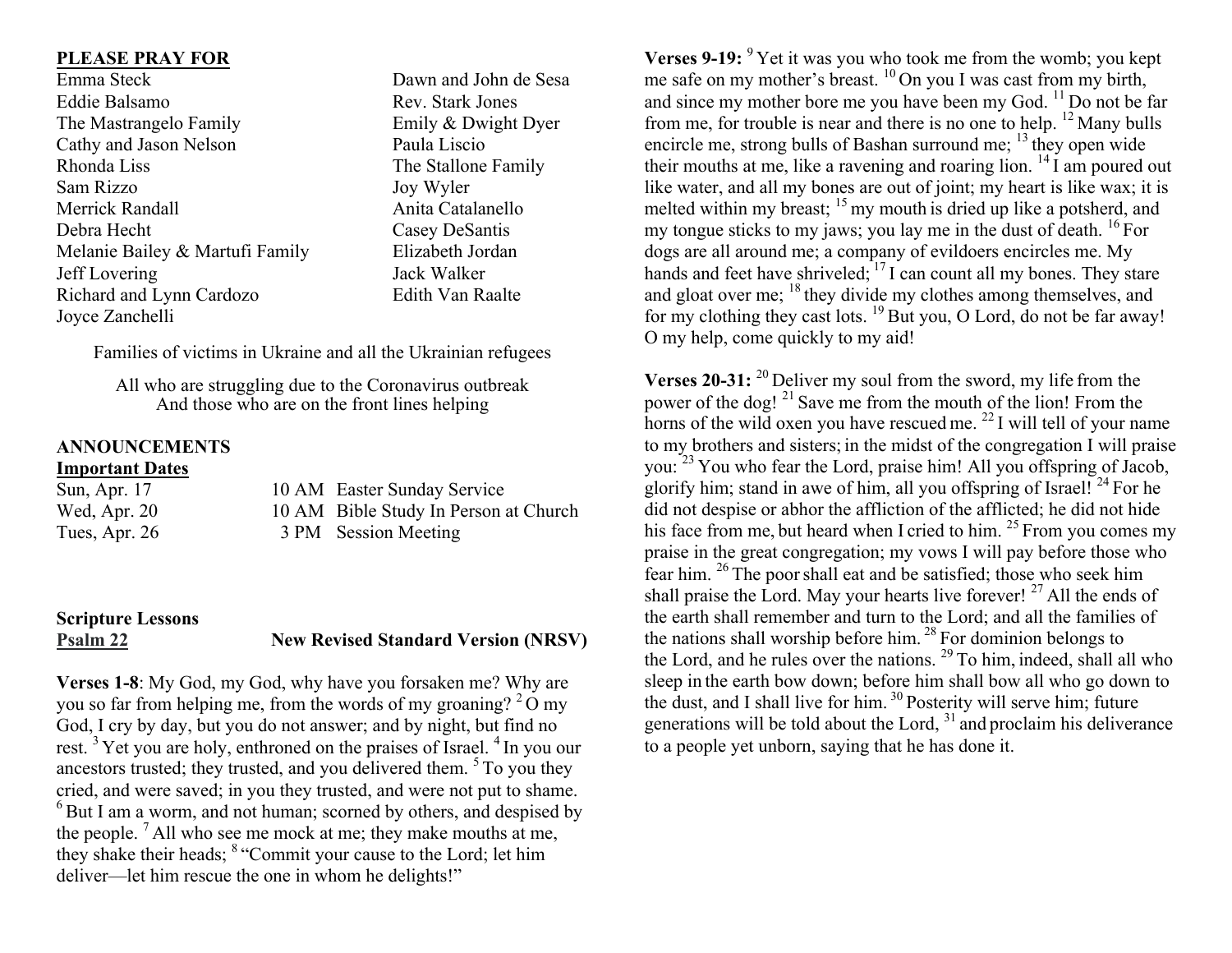## PLEASE PRAY FOR

Emma Steck
Eddie Balsamo
The Mastrangelo Family
Cathy and Jason Nelson
Rhonda Liss
Sam Rizzo
Merrick Randall
Debra Hecht
Melanie Bailey & Martufi Family
Jeff Lovering
Richard and Lynn Cardozo
Joyce Zanchelli
Dawn and John de Sesa
Rev. Stark Jones
Emily & Dwight Dyer
Paula Liscio
The Stallone Family
Joy Wyler
Anita Catalanello
Casey DeSantis
Elizabeth Jordan
Jack Walker
Edith Van Raalte

Families of victims in Ukraine and all the Ukrainian refugees

All who are struggling due to the Coronavirus outbreak
And those who are on the front lines helping

## ANNOUNCEMENTS

### Important Dates

| | | |
|---|---|---|
| Sun, Apr. 17 | 10 AM | Easter Sunday Service |
| Wed, Apr. 20 | 10 AM | Bible Study In Person at Church |
| Tues, Apr. 26 | 3 PM | Session Meeting |

## Scripture Lessons

**Psalm 22** — **New Revised Standard Version (NRSV)**

**Verses 1-8**: My God, my God, why have you forsaken me? Why are you so far from helping me, from the words of my groaning? [2] O my God, I cry by day, but you do not answer; and by night, but find no rest. [3] Yet you are holy, enthroned on the praises of Israel. [4] In you our ancestors trusted; they trusted, and you delivered them. [5] To you they cried, and were saved; in you they trusted, and were not put to shame. [6] But I am a worm, and not human; scorned by others, and despised by the people. [7] All who see me mock at me; they make mouths at me, they shake their heads; [8] "Commit your cause to the Lord; let him deliver—let him rescue the one in whom he delights!"

**Verses 9-19:** [9] Yet it was you who took me from the womb; you kept me safe on my mother's breast. [10] On you I was cast from my birth, and since my mother bore me you have been my God. [11] Do not be far from me, for trouble is near and there is no one to help. [12] Many bulls encircle me, strong bulls of Bashan surround me; [13] they open wide their mouths at me, like a ravening and roaring lion. [14] I am poured out like water, and all my bones are out of joint; my heart is like wax; it is melted within my breast; [15] my mouth is dried up like a potsherd, and my tongue sticks to my jaws; you lay me in the dust of death. [16] For dogs are all around me; a company of evildoers encircles me. My hands and feet have shriveled; [17] I can count all my bones. They stare and gloat over me; [18] they divide my clothes among themselves, and for my clothing they cast lots. [19] But you, O Lord, do not be far away! O my help, come quickly to my aid!

**Verses 20-31:** [20] Deliver my soul from the sword, my life from the power of the dog! [21] Save me from the mouth of the lion! From the horns of the wild oxen you have rescued me. [22] I will tell of your name to my brothers and sisters; in the midst of the congregation I will praise you: [23] You who fear the Lord, praise him! All you offspring of Jacob, glorify him; stand in awe of him, all you offspring of Israel! [24] For he did not despise or abhor the affliction of the afflicted; he did not hide his face from me, but heard when I cried to him. [25] From you comes my praise in the great congregation; my vows I will pay before those who fear him. [26] The poor shall eat and be satisfied; those who seek him shall praise the Lord. May your hearts live forever! [27] All the ends of the earth shall remember and turn to the Lord; and all the families of the nations shall worship before him. [28] For dominion belongs to the Lord, and he rules over the nations. [29] To him, indeed, shall all who sleep in the earth bow down; before him shall bow all who go down to the dust, and I shall live for him. [30] Posterity will serve him; future generations will be told about the Lord, [31] and proclaim his deliverance to a people yet unborn, saying that he has done it.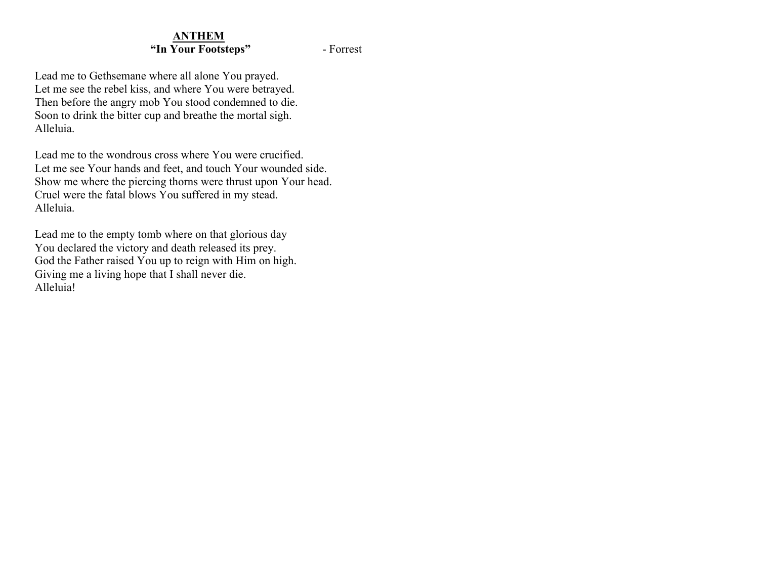**ANTHEM**

**"In Your Footsteps"** - Forrest

Lead me to Gethsemane where all alone You prayed.
Let me see the rebel kiss, and where You were betrayed.
Then before the angry mob You stood condemned to die.
Soon to drink the bitter cup and breathe the mortal sigh.
Alleluia.

Lead me to the wondrous cross where You were crucified.
Let me see Your hands and feet, and touch Your wounded side.
Show me where the piercing thorns were thrust upon Your head.
Cruel were the fatal blows You suffered in my stead.
Alleluia.

Lead me to the empty tomb where on that glorious day
You declared the victory and death released its prey.
God the Father raised You up to reign with Him on high.
Giving me a living hope that I shall never die.
Alleluia!